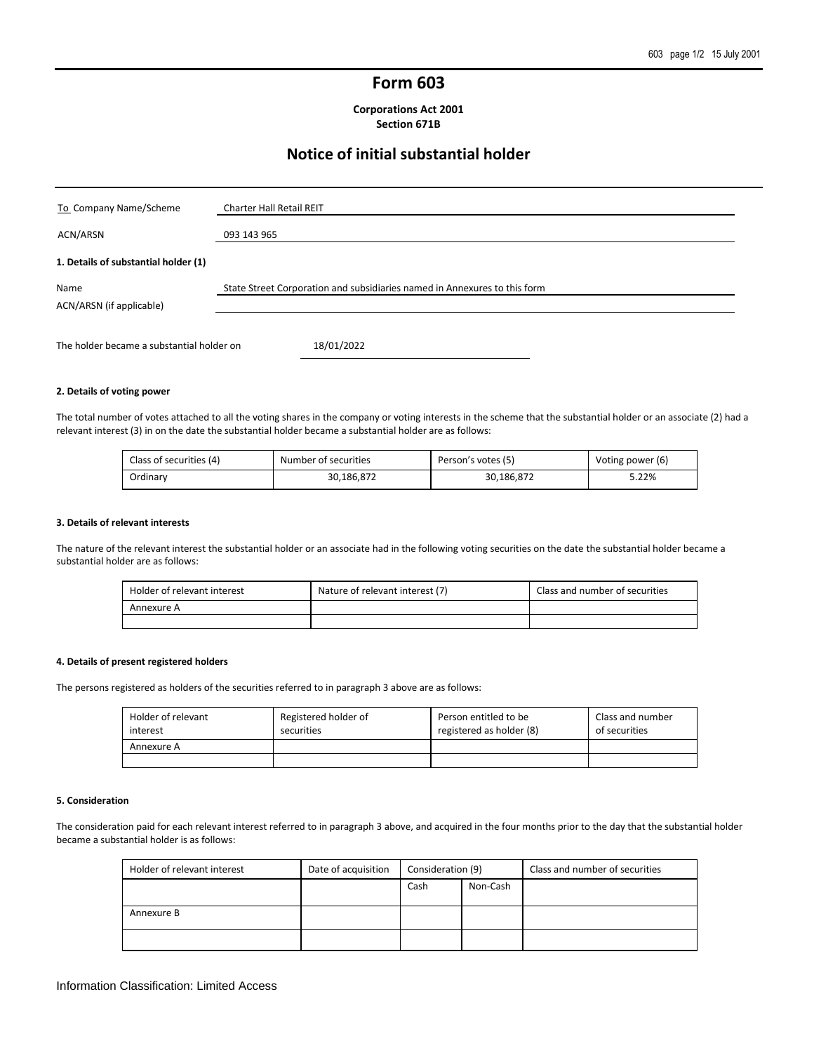# Form 603

**Corporations Act 2001**
**Section 671B**

## Notice of initial substantial holder

| | |
|---|---|
| To Company Name/Scheme | Charter Hall Retail REIT |
| ACN/ARSN | 093 143 965 |

**1. Details of substantial holder (1)**

| | |
|---|---|
| Name | State Street Corporation and subsidiaries named in Annexures to this form |
| ACN/ARSN (if applicable) | |

The holder became a substantial holder on 18/01/2022

**2. Details of voting power**

The total number of votes attached to all the voting shares in the company or voting interests in the scheme that the substantial holder or an associate (2) had a relevant interest (3) in on the date the substantial holder became a substantial holder are as follows:

| Class of securities (4) | Number of securities | Person's votes (5) | Voting power (6) |
|---|---|---|---|
| Ordinary | 30,186,872 | 30,186,872 | 5.22% |

**3. Details of relevant interests**

The nature of the relevant interest the substantial holder or an associate had in the following voting securities on the date the substantial holder became a substantial holder are as follows:

| Holder of relevant interest | Nature of relevant interest (7) | Class and number of securities |
|---|---|---|
| Annexure A | | |
| | | |

**4. Details of present registered holders**

The persons registered as holders of the securities referred to in paragraph 3 above are as follows:

| Holder of relevant interest | Registered holder of securities | Person entitled to be registered as holder (8) | Class and number of securities |
|---|---|---|---|
| Annexure A | | | |
| | | | |

**5. Consideration**

The consideration paid for each relevant interest referred to in paragraph 3 above, and acquired in the four months prior to the day that the substantial holder became a substantial holder is as follows:

| Holder of relevant interest | Date of acquisition | Consideration (9) | | Class and number of securities |
|---|---|---|---|---|
| | | Cash | Non-Cash | |
| Annexure B | | | | |
| | | | | |

Information Classification: Limited Access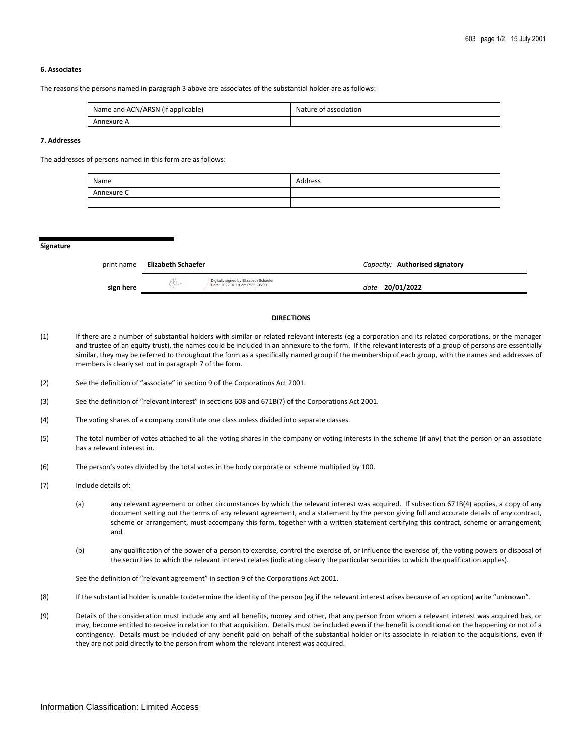### 6. Associates

The reasons the persons named in paragraph 3 above are associates of the substantial holder are as follows:

| Name and ACN/ARSN (if applicable) | Nature of association |
|---|---|
| Annexure A | |

### 7. Addresses

The addresses of persons named in this form are as follows:

| Name | Address |
|---|---|
| Annexure C | |
| | |

**Signature**

| print name | **Elizabeth Schaefer** | *Capacity:* **Authorised signatory** |
|---|---|---|
| **sign here** | Digitally signed by Elizabeth Schaefer Date: 2022.01.19 22:17:35 -05'00' | *date* **20/01/2022** |

**DIRECTIONS**

(1) If there are a number of substantial holders with similar or related relevant interests (eg a corporation and its related corporations, or the manager and trustee of an equity trust), the names could be included in an annexure to the form. If the relevant interests of a group of persons are essentially similar, they may be referred to throughout the form as a specifically named group if the membership of each group, with the names and addresses of members is clearly set out in paragraph 7 of the form.

(2) See the definition of "associate" in section 9 of the Corporations Act 2001.

(3) See the definition of "relevant interest" in sections 608 and 671B(7) of the Corporations Act 2001.

(4) The voting shares of a company constitute one class unless divided into separate classes.

(5) The total number of votes attached to all the voting shares in the company or voting interests in the scheme (if any) that the person or an associate has a relevant interest in.

(6) The person's votes divided by the total votes in the body corporate or scheme multiplied by 100.

(7) Include details of:

(a) any relevant agreement or other circumstances by which the relevant interest was acquired. If subsection 671B(4) applies, a copy of any document setting out the terms of any relevant agreement, and a statement by the person giving full and accurate details of any contract, scheme or arrangement, must accompany this form, together with a written statement certifying this contract, scheme or arrangement; and

(b) any qualification of the power of a person to exercise, control the exercise of, or influence the exercise of, the voting powers or disposal of the securities to which the relevant interest relates (indicating clearly the particular securities to which the qualification applies).

See the definition of "relevant agreement" in section 9 of the Corporations Act 2001.

(8) If the substantial holder is unable to determine the identity of the person (eg if the relevant interest arises because of an option) write "unknown".

(9) Details of the consideration must include any and all benefits, money and other, that any person from whom a relevant interest was acquired has, or may, become entitled to receive in relation to that acquisition. Details must be included even if the benefit is conditional on the happening or not of a contingency. Details must be included of any benefit paid on behalf of the substantial holder or its associate in relation to the acquisitions, even if they are not paid directly to the person from whom the relevant interest was acquired.

Information Classification: Limited Access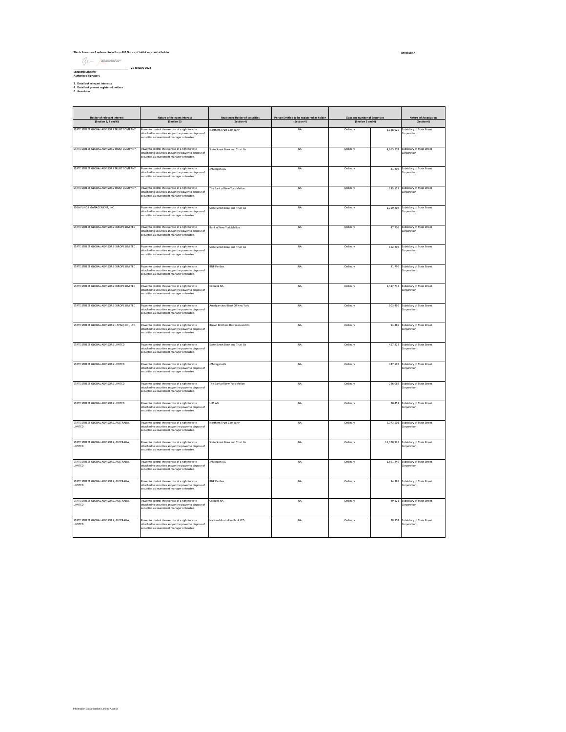This is Annexure A referred to in Form 603 Notice of initial substantial holder

**Annexure A**

_______________________________ 20 January 2022

**Elizabeth Schaefer**
**Authorised Signatory**

3. Details of relevant interests
4. Details of present registered holders
6. Associates

| Holder of relevant interest (Section 3, 4 and 6) | Nature of Relevant Interest (Section 3) | Registered Holder of securities (Section 4) | Person Entitled to be registered as holder (Section 4) | Class and number of Securities (Section 3 and 4) | | Nature of Association (Section 6) |
|---|---|---|---|---|---|---|
| STATE STREET GLOBAL ADVISORS TRUST COMPANY | Power to control the exercise of a right to vote attached to securities and/or the power to dispose of securities as investment manager or trustee | Northern Trust Company | NA | Ordinary | 2,128,925 | Subsidiary of State Street Corporation |
| STATE STREET GLOBAL ADVISORS TRUST COMPANY | Power to control the exercise of a right to vote attached to securities and/or the power to dispose of securities as investment manager or trustee | State Street Bank and Trust Co | NA | Ordinary | 4,865,274 | Subsidiary of State Street Corporation |
| STATE STREET GLOBAL ADVISORS TRUST COMPANY | Power to control the exercise of a right to vote attached to securities and/or the power to dispose of securities as investment manager or trustee | JPMorgan AG | NA | Ordinary | 81,208 | Subsidiary of State Street Corporation |
| STATE STREET GLOBAL ADVISORS TRUST COMPANY | Power to control the exercise of a right to vote attached to securities and/or the power to dispose of securities as investment manager or trustee | The Bank of New York Mellon | NA | Ordinary | 235,157 | Subsidiary of State Street Corporation |
| SSGA FUNDS MANAGEMENT, INC. | Power to control the exercise of a right to vote attached to securities and/or the power to dispose of securities as investment manager or trustee | State Street Bank and Trust Co | NA | Ordinary | 1,759,207 | Subsidiary of State Street Corporation |
| STATE STREET GLOBAL ADVISORS EUROPE LIMITED | Power to control the exercise of a right to vote attached to securities and/or the power to dispose of securities as investment manager or trustee | Bank of New York Mellon | NA | Ordinary | 47,709 | Subsidiary of State Street Corporation |
| STATE STREET GLOBAL ADVISORS EUROPE LIMITED | Power to control the exercise of a right to vote attached to securities and/or the power to dispose of securities as investment manager or trustee | State Street Bank and Trust Co | NA | Ordinary | 162,298 | Subsidiary of State Street Corporation |
| STATE STREET GLOBAL ADVISORS EUROPE LIMITED | Power to control the exercise of a right to vote attached to securities and/or the power to dispose of securities as investment manager or trustee | BNP Paribas | NA | Ordinary | 81,795 | Subsidiary of State Street Corporation |
| STATE STREET GLOBAL ADVISORS EUROPE LIMITED | Power to control the exercise of a right to vote attached to securities and/or the power to dispose of securities as investment manager or trustee | Citibank NA | NA | Ordinary | 1,417,743 | Subsidiary of State Street Corporation |
| STATE STREET GLOBAL ADVISORS EUROPE LIMITED | Power to control the exercise of a right to vote attached to securities and/or the power to dispose of securities as investment manager or trustee | Amalgamated Bank Of New York | NA | Ordinary | 103,499 | Subsidiary of State Street Corporation |
| STATE STREET GLOBAL ADVISORS (JAPAN) CO., LTD. | Power to control the exercise of a right to vote attached to securities and/or the power to dispose of securities as investment manager or trustee | Brown Brothers Harriman and Co | NA | Ordinary | 94,489 | Subsidiary of State Street Corporation |
| STATE STREET GLOBAL ADVISORS LIMITED | Power to control the exercise of a right to vote attached to securities and/or the power to dispose of securities as investment manager or trustee | State Street Bank and Trust Co | NA | Ordinary | 457,823 | Subsidiary of State Street Corporation |
| STATE STREET GLOBAL ADVISORS LIMITED | Power to control the exercise of a right to vote attached to securities and/or the power to dispose of securities as investment manager or trustee | JPMorgan AG | NA | Ordinary | 347,597 | Subsidiary of State Street Corporation |
| STATE STREET GLOBAL ADVISORS LIMITED | Power to control the exercise of a right to vote attached to securities and/or the power to dispose of securities as investment manager or trustee | The Bank of New York Mellon | NA | Ordinary | 226,068 | Subsidiary of State Street Corporation |
| STATE STREET GLOBAL ADVISORS LIMITED | Power to control the exercise of a right to vote attached to securities and/or the power to dispose of securities as investment manager or trustee | UBS AG | NA | Ordinary | 20,451 | Subsidiary of State Street Corporation |
| STATE STREET GLOBAL ADVISORS, AUSTRALIA, LIMITED | Power to control the exercise of a right to vote attached to securities and/or the power to dispose of securities as investment manager or trustee | Northern Trust Company | NA | Ordinary | 5,073,501 | Subsidiary of State Street Corporation |
| STATE STREET GLOBAL ADVISORS, AUSTRALIA, LIMITED | Power to control the exercise of a right to vote attached to securities and/or the power to dispose of securities as investment manager or trustee | State Street Bank and Trust Co | NA | Ordinary | 11,070,928 | Subsidiary of State Street Corporation |
| STATE STREET GLOBAL ADVISORS, AUSTRALIA, LIMITED | Power to control the exercise of a right to vote attached to securities and/or the power to dispose of securities as investment manager or trustee | JPMorgan AG | NA | Ordinary | 1,861,246 | Subsidiary of State Street Corporation |
| STATE STREET GLOBAL ADVISORS, AUSTRALIA, LIMITED | Power to control the exercise of a right to vote attached to securities and/or the power to dispose of securities as investment manager or trustee | BNP Paribas | NA | Ordinary | 94,389 | Subsidiary of State Street Corporation |
| STATE STREET GLOBAL ADVISORS, AUSTRALIA, LIMITED | Power to control the exercise of a right to vote attached to securities and/or the power to dispose of securities as investment manager or trustee | Citibank NA | NA | Ordinary | 29,121 | Subsidiary of State Street Corporation |
| STATE STREET GLOBAL ADVISORS, AUSTRALIA, LIMITED | Power to control the exercise of a right to vote attached to securities and/or the power to dispose of securities as investment manager or trustee | National Australian Bank LTD | NA | Ordinary | 28,354 | Subsidiary of State Street Corporation |

Information Classification: Limited Access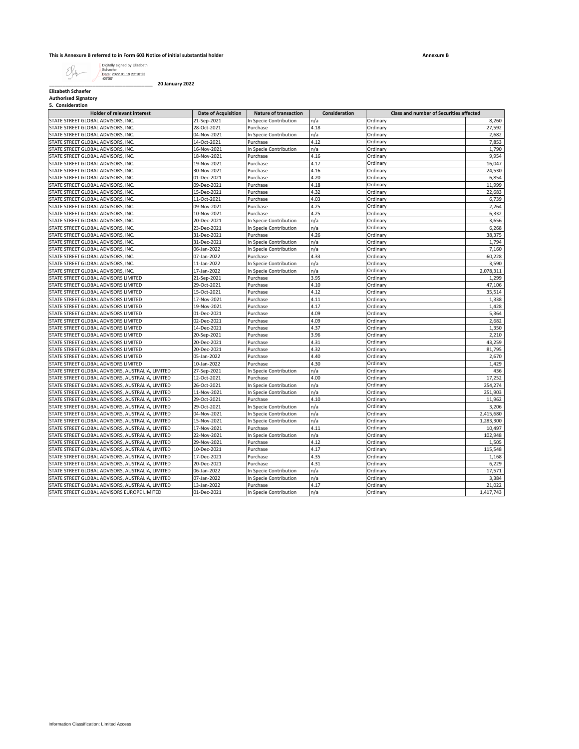**This is Annexure B referred to in Form 603 Notice of initial substantial holder**

**Annexure B**

Digitally signed by Elizabeth Schaefer
Date: 2022.01.19 22:18:23 -05'00'

**20 January 2022**

**Elizabeth Schaefer**
**Authorised Signatory**

**5. Consideration**

| Holder of relevant interest | Date of Acquisition | Nature of transaction | Consideration | Class and number of Securities affected | |
|---|---|---|---|---|---|
| STATE STREET GLOBAL ADVISORS, INC. | 21-Sep-2021 | In Specie Contribution | n/a | Ordinary | 8,260 |
| STATE STREET GLOBAL ADVISORS, INC. | 28-Oct-2021 | Purchase | 4.18 | Ordinary | 27,592 |
| STATE STREET GLOBAL ADVISORS, INC. | 04-Nov-2021 | In Specie Contribution | n/a | Ordinary | 2,682 |
| STATE STREET GLOBAL ADVISORS, INC. | 14-Oct-2021 | Purchase | 4.12 | Ordinary | 7,853 |
| STATE STREET GLOBAL ADVISORS, INC. | 16-Nov-2021 | In Specie Contribution | n/a | Ordinary | 1,790 |
| STATE STREET GLOBAL ADVISORS, INC. | 18-Nov-2021 | Purchase | 4.16 | Ordinary | 9,954 |
| STATE STREET GLOBAL ADVISORS, INC. | 19-Nov-2021 | Purchase | 4.17 | Ordinary | 16,047 |
| STATE STREET GLOBAL ADVISORS, INC. | 30-Nov-2021 | Purchase | 4.16 | Ordinary | 24,530 |
| STATE STREET GLOBAL ADVISORS, INC. | 01-Dec-2021 | Purchase | 4.20 | Ordinary | 6,854 |
| STATE STREET GLOBAL ADVISORS, INC. | 09-Dec-2021 | Purchase | 4.18 | Ordinary | 11,999 |
| STATE STREET GLOBAL ADVISORS, INC. | 15-Dec-2021 | Purchase | 4.32 | Ordinary | 22,683 |
| STATE STREET GLOBAL ADVISORS, INC. | 11-Oct-2021 | Purchase | 4.03 | Ordinary | 6,739 |
| STATE STREET GLOBAL ADVISORS, INC. | 09-Nov-2021 | Purchase | 4.25 | Ordinary | 2,264 |
| STATE STREET GLOBAL ADVISORS, INC. | 10-Nov-2021 | Purchase | 4.25 | Ordinary | 6,332 |
| STATE STREET GLOBAL ADVISORS, INC. | 20-Dec-2021 | In Specie Contribution | n/a | Ordinary | 3,656 |
| STATE STREET GLOBAL ADVISORS, INC. | 23-Dec-2021 | In Specie Contribution | n/a | Ordinary | 6,268 |
| STATE STREET GLOBAL ADVISORS, INC. | 31-Dec-2021 | Purchase | 4.26 | Ordinary | 38,375 |
| STATE STREET GLOBAL ADVISORS, INC. | 31-Dec-2021 | In Specie Contribution | n/a | Ordinary | 1,794 |
| STATE STREET GLOBAL ADVISORS, INC. | 06-Jan-2022 | In Specie Contribution | n/a | Ordinary | 7,160 |
| STATE STREET GLOBAL ADVISORS, INC. | 07-Jan-2022 | Purchase | 4.33 | Ordinary | 60,228 |
| STATE STREET GLOBAL ADVISORS, INC. | 11-Jan-2022 | In Specie Contribution | n/a | Ordinary | 3,590 |
| STATE STREET GLOBAL ADVISORS, INC. | 17-Jan-2022 | In Specie Contribution | n/a | Ordinary | 2,078,311 |
| STATE STREET GLOBAL ADVISORS LIMITED | 21-Sep-2021 | Purchase | 3.95 | Ordinary | 1,299 |
| STATE STREET GLOBAL ADVISORS LIMITED | 29-Oct-2021 | Purchase | 4.10 | Ordinary | 47,106 |
| STATE STREET GLOBAL ADVISORS LIMITED | 15-Oct-2021 | Purchase | 4.12 | Ordinary | 35,514 |
| STATE STREET GLOBAL ADVISORS LIMITED | 17-Nov-2021 | Purchase | 4.11 | Ordinary | 1,338 |
| STATE STREET GLOBAL ADVISORS LIMITED | 19-Nov-2021 | Purchase | 4.17 | Ordinary | 1,428 |
| STATE STREET GLOBAL ADVISORS LIMITED | 01-Dec-2021 | Purchase | 4.09 | Ordinary | 5,364 |
| STATE STREET GLOBAL ADVISORS LIMITED | 02-Dec-2021 | Purchase | 4.09 | Ordinary | 2,682 |
| STATE STREET GLOBAL ADVISORS LIMITED | 14-Dec-2021 | Purchase | 4.37 | Ordinary | 1,350 |
| STATE STREET GLOBAL ADVISORS LIMITED | 20-Sep-2021 | Purchase | 3.96 | Ordinary | 2,210 |
| STATE STREET GLOBAL ADVISORS LIMITED | 20-Dec-2021 | Purchase | 4.31 | Ordinary | 43,259 |
| STATE STREET GLOBAL ADVISORS LIMITED | 20-Dec-2021 | Purchase | 4.32 | Ordinary | 81,795 |
| STATE STREET GLOBAL ADVISORS LIMITED | 05-Jan-2022 | Purchase | 4.40 | Ordinary | 2,670 |
| STATE STREET GLOBAL ADVISORS LIMITED | 10-Jan-2022 | Purchase | 4.30 | Ordinary | 1,429 |
| STATE STREET GLOBAL ADVISORS, AUSTRALIA, LIMITED | 27-Sep-2021 | In Specie Contribution | n/a | Ordinary | 436 |
| STATE STREET GLOBAL ADVISORS, AUSTRALIA, LIMITED | 12-Oct-2021 | Purchase | 4.00 | Ordinary | 17,252 |
| STATE STREET GLOBAL ADVISORS, AUSTRALIA, LIMITED | 26-Oct-2021 | In Specie Contribution | n/a | Ordinary | 254,274 |
| STATE STREET GLOBAL ADVISORS, AUSTRALIA, LIMITED | 11-Nov-2021 | In Specie Contribution | n/a | Ordinary | 251,903 |
| STATE STREET GLOBAL ADVISORS, AUSTRALIA, LIMITED | 29-Oct-2021 | Purchase | 4.10 | Ordinary | 11,962 |
| STATE STREET GLOBAL ADVISORS, AUSTRALIA, LIMITED | 29-Oct-2021 | In Specie Contribution | n/a | Ordinary | 3,206 |
| STATE STREET GLOBAL ADVISORS, AUSTRALIA, LIMITED | 04-Nov-2021 | In Specie Contribution | n/a | Ordinary | 2,415,680 |
| STATE STREET GLOBAL ADVISORS, AUSTRALIA, LIMITED | 15-Nov-2021 | In Specie Contribution | n/a | Ordinary | 1,283,300 |
| STATE STREET GLOBAL ADVISORS, AUSTRALIA, LIMITED | 17-Nov-2021 | Purchase | 4.11 | Ordinary | 10,497 |
| STATE STREET GLOBAL ADVISORS, AUSTRALIA, LIMITED | 22-Nov-2021 | In Specie Contribution | n/a | Ordinary | 102,948 |
| STATE STREET GLOBAL ADVISORS, AUSTRALIA, LIMITED | 29-Nov-2021 | Purchase | 4.12 | Ordinary | 1,505 |
| STATE STREET GLOBAL ADVISORS, AUSTRALIA, LIMITED | 10-Dec-2021 | Purchase | 4.17 | Ordinary | 115,548 |
| STATE STREET GLOBAL ADVISORS, AUSTRALIA, LIMITED | 17-Dec-2021 | Purchase | 4.35 | Ordinary | 1,168 |
| STATE STREET GLOBAL ADVISORS, AUSTRALIA, LIMITED | 20-Dec-2021 | Purchase | 4.31 | Ordinary | 6,229 |
| STATE STREET GLOBAL ADVISORS, AUSTRALIA, LIMITED | 06-Jan-2022 | In Specie Contribution | n/a | Ordinary | 17,571 |
| STATE STREET GLOBAL ADVISORS, AUSTRALIA, LIMITED | 07-Jan-2022 | In Specie Contribution | n/a | Ordinary | 3,384 |
| STATE STREET GLOBAL ADVISORS, AUSTRALIA, LIMITED | 13-Jan-2022 | Purchase | 4.17 | Ordinary | 21,022 |
| STATE STREET GLOBAL ADVISORS EUROPE LIMITED | 01-Dec-2021 | In Specie Contribution | n/a | Ordinary | 1,417,743 |

Information Classification: Limited Access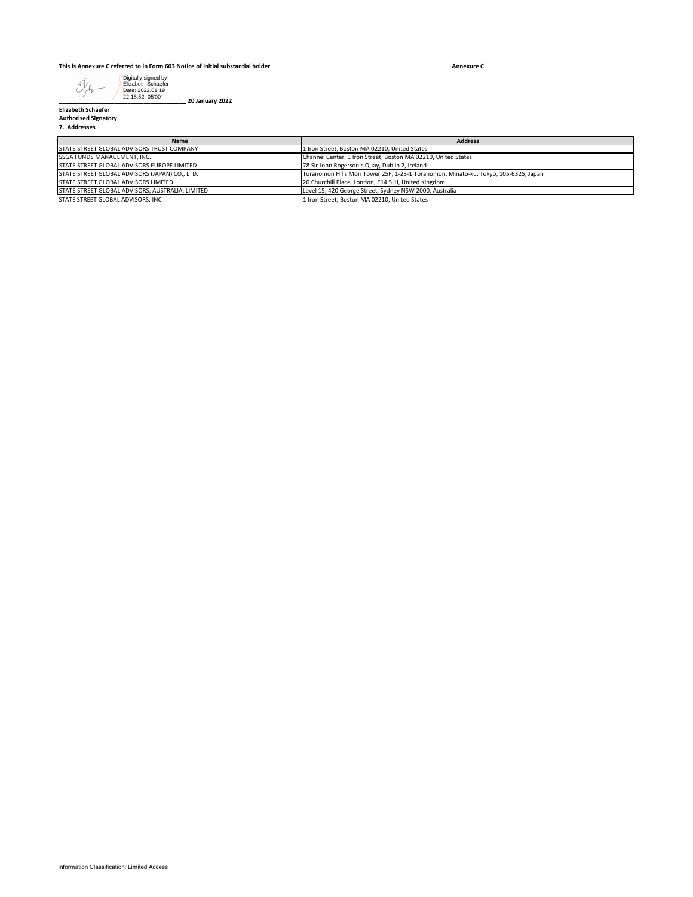**This is Annexure C referred to in Form 603 Notice of initial substantial holder** **Annexure C**

Digitally signed by Elizabeth Schaefer
Date: 2022.01.19 22:18:52 -05'00'

**20 January 2022**

**Elizabeth Schaefer**
**Authorised Signatory**
**7. Addresses**

| Name | Address |
|---|---|
| STATE STREET GLOBAL ADVISORS TRUST COMPANY | 1 Iron Street, Boston MA 02210, United States |
| SSGA FUNDS MANAGEMENT, INC. | Channel Center, 1 Iron Street, Boston MA 02210, United States |
| STATE STREET GLOBAL ADVISORS EUROPE LIMITED | 78 Sir John Rogerson's Quay, Dublin 2, Ireland |
| STATE STREET GLOBAL ADVISORS (JAPAN) CO., LTD. | Toranomon Hills Mori Tower 25F, 1-23-1 Toranomon, Minato-ku, Tokyo, 105-6325, Japan |
| STATE STREET GLOBAL ADVISORS LIMITED | 20 Churchill Place, London, E14 5HJ, United Kingdom |
| STATE STREET GLOBAL ADVISORS, AUSTRALIA, LIMITED | Level 15, 420 George Street, Sydney NSW 2000, Australia |
| STATE STREET GLOBAL ADVISORS, INC. | 1 Iron Street, Boston MA 02210, United States |

Information Classification: Limited Access